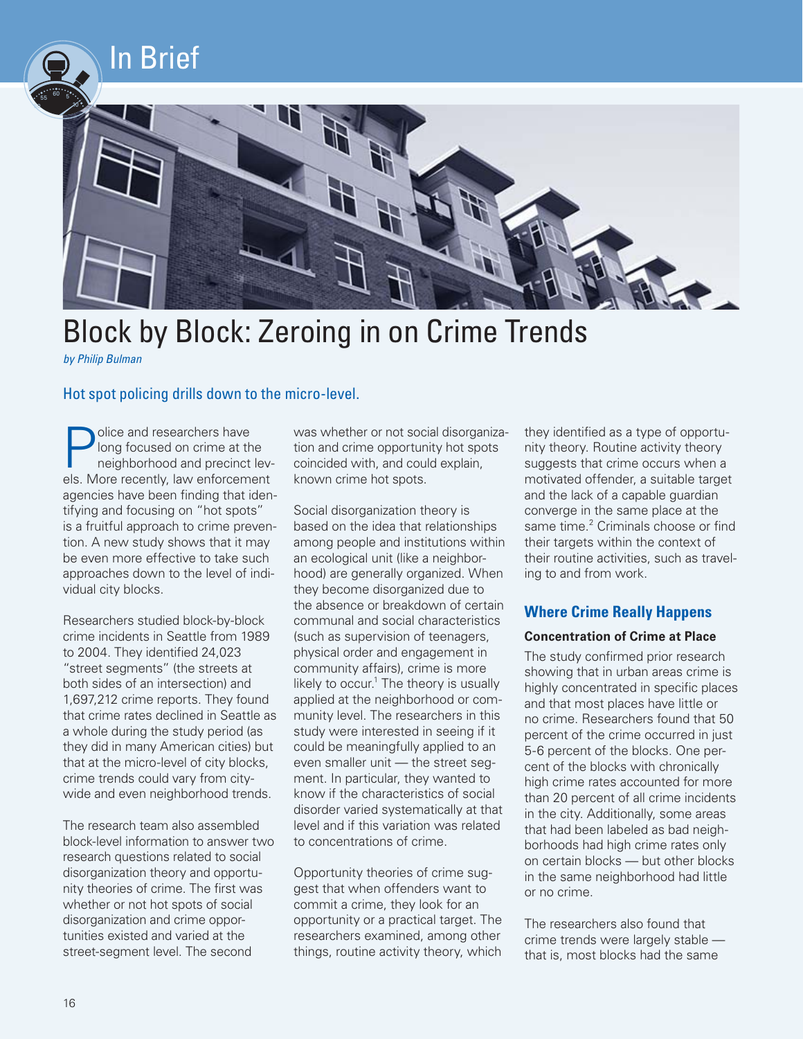In Brief

# Block by Block: Zeroing in on Crime Trends

*by Philip Bulman*

### Hot spot policing drills down to the micro-level.

Police and researchers have long focused on crime at the neighborhood and precinct levels. More recently, law enforcement agencies have been finding that identifying and focusing on "hot spots" is a fruitful approach to crime prevention. A new study shows that it may be even more effective to take such approaches down to the level of individual city blocks.

Researchers studied block-by-block crime incidents in Seattle from 1989 to 2004. They identified 24,023 "street segments" (the streets at both sides of an intersection) and 1,697,212 crime reports. They found that crime rates declined in Seattle as a whole during the study period (as they did in many American cities) but that at the micro-level of city blocks, crime trends could vary from citywide and even neighborhood trends.

The research team also assembled block-level information to answer two research questions related to social disorganization theory and opportunity theories of crime. The first was whether or not hot spots of social disorganization and crime opportunities existed and varied at the street-segment level. The second was whether or not social disorganization and crime opportunity hot spots coincided with, and could explain, known crime hot spots.

Social disorganization theory is based on the idea that relationships among people and institutions within an ecological unit (like a neighborhood) are generally organized. When they become disorganized due to the absence or breakdown of certain communal and social characteristics (such as supervision of teenagers, physical order and engagement in community affairs), crime is more likely to occur.[1] The theory is usually applied at the neighborhood or community level. The researchers in this study were interested in seeing if it could be meaningfully applied to an even smaller unit — the street segment. In particular, they wanted to know if the characteristics of social disorder varied systematically at that level and if this variation was related to concentrations of crime.

Opportunity theories of crime suggest that when offenders want to commit a crime, they look for an opportunity or a practical target. The researchers examined, among other things, routine activity theory, which they identified as a type of opportunity theory. Routine activity theory suggests that crime occurs when a motivated offender, a suitable target and the lack of a capable guardian converge in the same place at the same time.[2] Criminals choose or find their targets within the context of their routine activities, such as traveling to and from work.

## Where Crime Really Happens

#### Concentration of Crime at Place

The study confirmed prior research showing that in urban areas crime is highly concentrated in specific places and that most places have little or no crime. Researchers found that 50 percent of the crime occurred in just 5-6 percent of the blocks. One percent of the blocks with chronically high crime rates accounted for more than 20 percent of all crime incidents in the city. Additionally, some areas that had been labeled as bad neighborhoods had high crime rates only on certain blocks — but other blocks in the same neighborhood had little or no crime.

The researchers also found that crime trends were largely stable — that is, most blocks had the same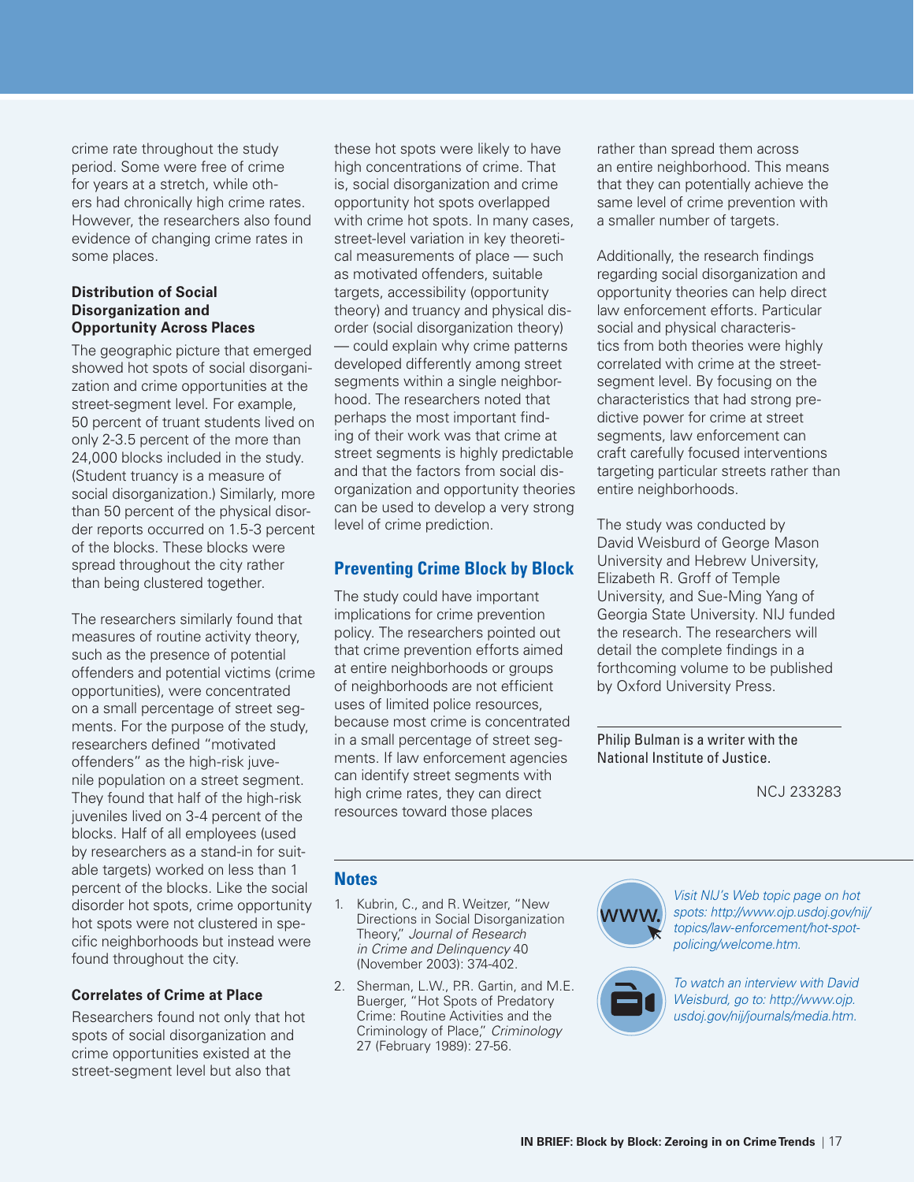crime rate throughout the study period. Some were free of crime for years at a stretch, while others had chronically high crime rates. However, the researchers also found evidence of changing crime rates in some places.

#### Distribution of Social Disorganization and Opportunity Across Places

The geographic picture that emerged showed hot spots of social disorganization and crime opportunities at the street-segment level. For example, 50 percent of truant students lived on only 2-3.5 percent of the more than 24,000 blocks included in the study. (Student truancy is a measure of social disorganization.) Similarly, more than 50 percent of the physical disorder reports occurred on 1.5-3 percent of the blocks. These blocks were spread throughout the city rather than being clustered together.

The researchers similarly found that measures of routine activity theory, such as the presence of potential offenders and potential victims (crime opportunities), were concentrated on a small percentage of street segments. For the purpose of the study, researchers defined "motivated offenders" as the high-risk juvenile population on a street segment. They found that half of the high-risk juveniles lived on 3-4 percent of the blocks. Half of all employees (used by researchers as a stand-in for suitable targets) worked on less than 1 percent of the blocks. Like the social disorder hot spots, crime opportunity hot spots were not clustered in specific neighborhoods but instead were found throughout the city.

#### Correlates of Crime at Place

Researchers found not only that hot spots of social disorganization and crime opportunities existed at the street-segment level but also that these hot spots were likely to have high concentrations of crime. That is, social disorganization and crime opportunity hot spots overlapped with crime hot spots. In many cases, street-level variation in key theoretical measurements of place — such as motivated offenders, suitable targets, accessibility (opportunity theory) and truancy and physical disorder (social disorganization theory) — could explain why crime patterns developed differently among street segments within a single neighborhood. The researchers noted that perhaps the most important finding of their work was that crime at street segments is highly predictable and that the factors from social disorganization and opportunity theories can be used to develop a very strong level of crime prediction.

### Preventing Crime Block by Block

The study could have important implications for crime prevention policy. The researchers pointed out that crime prevention efforts aimed at entire neighborhoods or groups of neighborhoods are not efficient uses of limited police resources, because most crime is concentrated in a small percentage of street segments. If law enforcement agencies can identify street segments with high crime rates, they can direct resources toward those places rather than spread them across an entire neighborhood. This means that they can potentially achieve the same level of crime prevention with a smaller number of targets.

Additionally, the research findings regarding social disorganization and opportunity theories can help direct law enforcement efforts. Particular social and physical characteristics from both theories were highly correlated with crime at the street-segment level. By focusing on the characteristics that had strong predictive power for crime at street segments, law enforcement can craft carefully focused interventions targeting particular streets rather than entire neighborhoods.

The study was conducted by David Weisburd of George Mason University and Hebrew University, Elizabeth R. Groff of Temple University, and Sue-Ming Yang of Georgia State University. NIJ funded the research. The researchers will detail the complete findings in a forthcoming volume to be published by Oxford University Press.

Philip Bulman is a writer with the National Institute of Justice.

NCJ 233283

### Notes

1. Kubrin, C., and R. Weitzer, "New Directions in Social Disorganization Theory," *Journal of Research in Crime and Delinquency* 40 (November 2003): 374-402.
2. Sherman, L.W., P.R. Gartin, and M.E. Buerger, "Hot Spots of Predatory Crime: Routine Activities and the Criminology of Place," *Criminology* 27 (February 1989): 27-56.

*Visit NIJ's Web topic page on hot spots: http://www.ojp.usdoj.gov/nij/topics/law-enforcement/hot-spot-policing/welcome.htm.*

*To watch an interview with David Weisburd, go to: http://www.ojp.usdoj.gov/nij/journals/media.htm.*